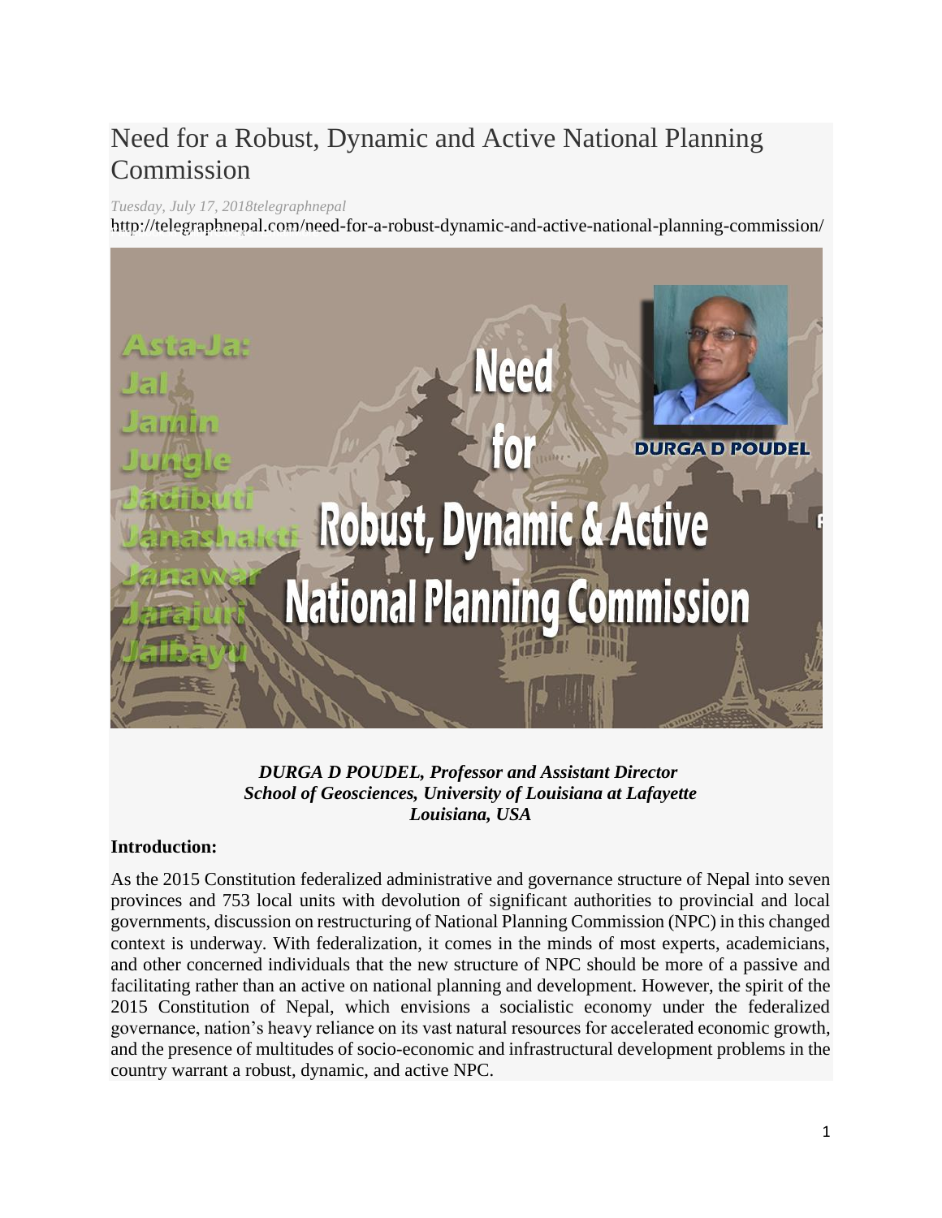# Need for a Robust, Dynamic and Active National Planning Commission

*Tuesday, July 17, 2018telegraphnepal*

http://telegraphnepal.com/need-for-a-robust-dynamic-and-active-national-planning-commission/

***DURGA D POUDEL, Professor and Assistant Director***
***School of Geosciences, University of Louisiana at Lafayette***
***Louisiana, USA***

**Introduction:**

As the 2015 Constitution federalized administrative and governance structure of Nepal into seven provinces and 753 local units with devolution of significant authorities to provincial and local governments, discussion on restructuring of National Planning Commission (NPC) in this changed context is underway. With federalization, it comes in the minds of most experts, academicians, and other concerned individuals that the new structure of NPC should be more of a passive and facilitating rather than an active on national planning and development. However, the spirit of the 2015 Constitution of Nepal, which envisions a socialistic economy under the federalized governance, nation's heavy reliance on its vast natural resources for accelerated economic growth, and the presence of multitudes of socio-economic and infrastructural development problems in the country warrant a robust, dynamic, and active NPC.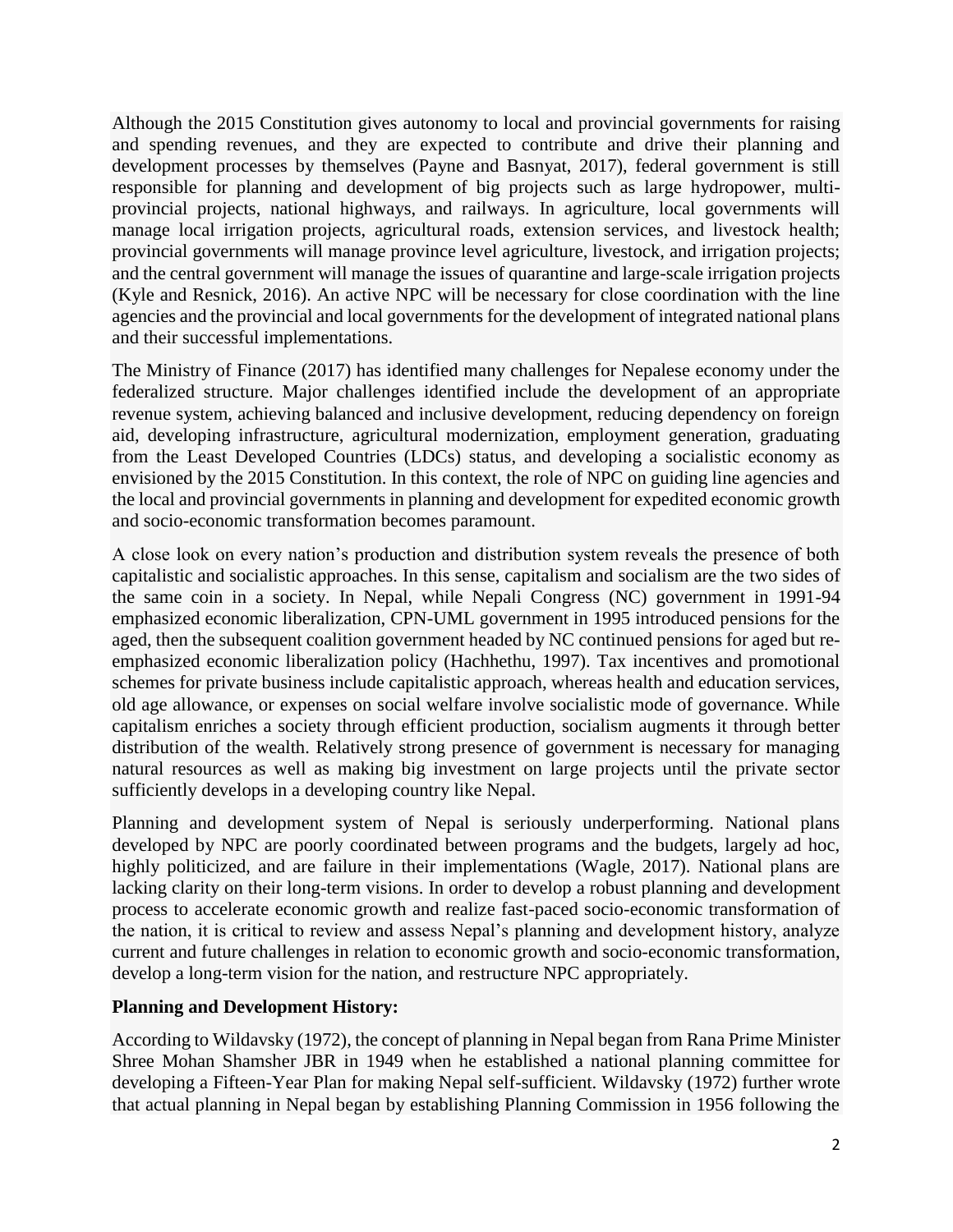Although the 2015 Constitution gives autonomy to local and provincial governments for raising and spending revenues, and they are expected to contribute and drive their planning and development processes by themselves (Payne and Basnyat, 2017), federal government is still responsible for planning and development of big projects such as large hydropower, multi-provincial projects, national highways, and railways. In agriculture, local governments will manage local irrigation projects, agricultural roads, extension services, and livestock health; provincial governments will manage province level agriculture, livestock, and irrigation projects; and the central government will manage the issues of quarantine and large-scale irrigation projects (Kyle and Resnick, 2016). An active NPC will be necessary for close coordination with the line agencies and the provincial and local governments for the development of integrated national plans and their successful implementations.

The Ministry of Finance (2017) has identified many challenges for Nepalese economy under the federalized structure. Major challenges identified include the development of an appropriate revenue system, achieving balanced and inclusive development, reducing dependency on foreign aid, developing infrastructure, agricultural modernization, employment generation, graduating from the Least Developed Countries (LDCs) status, and developing a socialistic economy as envisioned by the 2015 Constitution. In this context, the role of NPC on guiding line agencies and the local and provincial governments in planning and development for expedited economic growth and socio-economic transformation becomes paramount.

A close look on every nation's production and distribution system reveals the presence of both capitalistic and socialistic approaches. In this sense, capitalism and socialism are the two sides of the same coin in a society. In Nepal, while Nepali Congress (NC) government in 1991-94 emphasized economic liberalization, CPN-UML government in 1995 introduced pensions for the aged, then the subsequent coalition government headed by NC continued pensions for aged but re-emphasized economic liberalization policy (Hachhethu, 1997). Tax incentives and promotional schemes for private business include capitalistic approach, whereas health and education services, old age allowance, or expenses on social welfare involve socialistic mode of governance. While capitalism enriches a society through efficient production, socialism augments it through better distribution of the wealth. Relatively strong presence of government is necessary for managing natural resources as well as making big investment on large projects until the private sector sufficiently develops in a developing country like Nepal.

Planning and development system of Nepal is seriously underperforming. National plans developed by NPC are poorly coordinated between programs and the budgets, largely ad hoc, highly politicized, and are failure in their implementations (Wagle, 2017). National plans are lacking clarity on their long-term visions. In order to develop a robust planning and development process to accelerate economic growth and realize fast-paced socio-economic transformation of the nation, it is critical to review and assess Nepal's planning and development history, analyze current and future challenges in relation to economic growth and socio-economic transformation, develop a long-term vision for the nation, and restructure NPC appropriately.

**Planning and Development History:**

According to Wildavsky (1972), the concept of planning in Nepal began from Rana Prime Minister Shree Mohan Shamsher JBR in 1949 when he established a national planning committee for developing a Fifteen-Year Plan for making Nepal self-sufficient. Wildavsky (1972) further wrote that actual planning in Nepal began by establishing Planning Commission in 1956 following the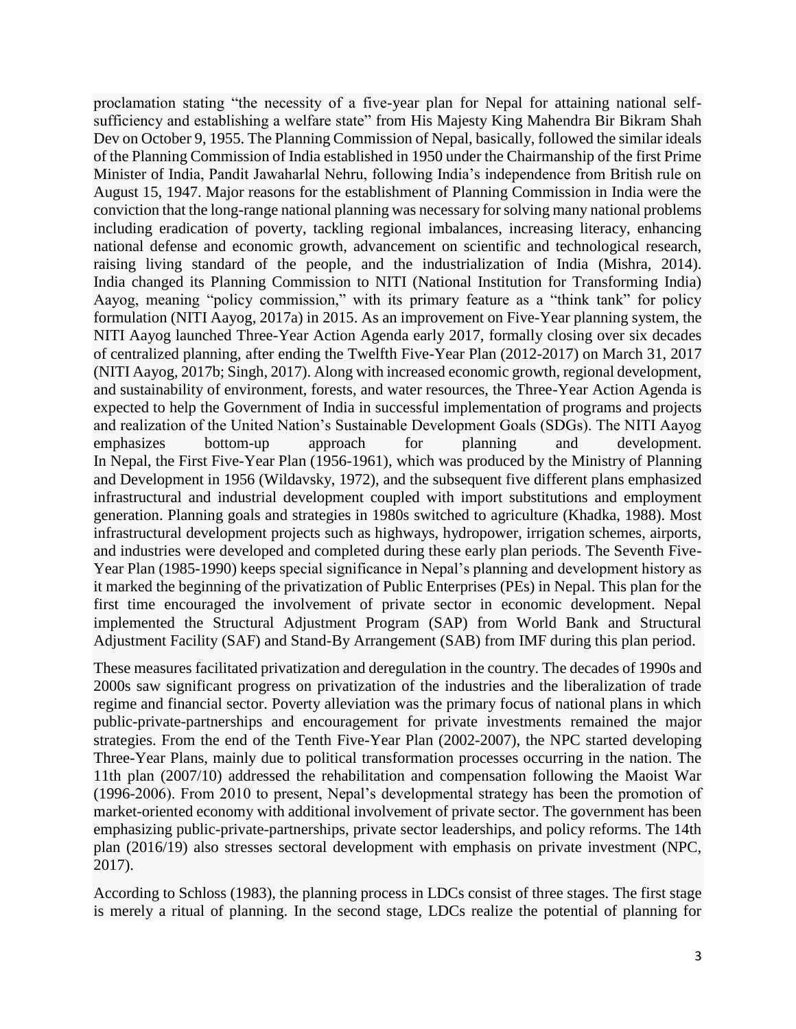proclamation stating "the necessity of a five-year plan for Nepal for attaining national self-sufficiency and establishing a welfare state" from His Majesty King Mahendra Bir Bikram Shah Dev on October 9, 1955. The Planning Commission of Nepal, basically, followed the similar ideals of the Planning Commission of India established in 1950 under the Chairmanship of the first Prime Minister of India, Pandit Jawaharlal Nehru, following India's independence from British rule on August 15, 1947. Major reasons for the establishment of Planning Commission in India were the conviction that the long-range national planning was necessary for solving many national problems including eradication of poverty, tackling regional imbalances, increasing literacy, enhancing national defense and economic growth, advancement on scientific and technological research, raising living standard of the people, and the industrialization of India (Mishra, 2014). India changed its Planning Commission to NITI (National Institution for Transforming India) Aayog, meaning "policy commission," with its primary feature as a "think tank" for policy formulation (NITI Aayog, 2017a) in 2015. As an improvement on Five-Year planning system, the NITI Aayog launched Three-Year Action Agenda early 2017, formally closing over six decades of centralized planning, after ending the Twelfth Five-Year Plan (2012-2017) on March 31, 2017 (NITI Aayog, 2017b; Singh, 2017). Along with increased economic growth, regional development, and sustainability of environment, forests, and water resources, the Three-Year Action Agenda is expected to help the Government of India in successful implementation of programs and projects and realization of the United Nation's Sustainable Development Goals (SDGs). The NITI Aayog emphasizes bottom-up approach for planning and development.

In Nepal, the First Five-Year Plan (1956-1961), which was produced by the Ministry of Planning and Development in 1956 (Wildavsky, 1972), and the subsequent five different plans emphasized infrastructural and industrial development coupled with import substitutions and employment generation. Planning goals and strategies in 1980s switched to agriculture (Khadka, 1988). Most infrastructural development projects such as highways, hydropower, irrigation schemes, airports, and industries were developed and completed during these early plan periods. The Seventh Five-Year Plan (1985-1990) keeps special significance in Nepal's planning and development history as it marked the beginning of the privatization of Public Enterprises (PEs) in Nepal. This plan for the first time encouraged the involvement of private sector in economic development. Nepal implemented the Structural Adjustment Program (SAP) from World Bank and Structural Adjustment Facility (SAF) and Stand-By Arrangement (SAB) from IMF during this plan period.

These measures facilitated privatization and deregulation in the country. The decades of 1990s and 2000s saw significant progress on privatization of the industries and the liberalization of trade regime and financial sector. Poverty alleviation was the primary focus of national plans in which public-private-partnerships and encouragement for private investments remained the major strategies. From the end of the Tenth Five-Year Plan (2002-2007), the NPC started developing Three-Year Plans, mainly due to political transformation processes occurring in the nation. The 11th plan (2007/10) addressed the rehabilitation and compensation following the Maoist War (1996-2006). From 2010 to present, Nepal's developmental strategy has been the promotion of market-oriented economy with additional involvement of private sector. The government has been emphasizing public-private-partnerships, private sector leaderships, and policy reforms. The 14th plan (2016/19) also stresses sectoral development with emphasis on private investment (NPC, 2017).

According to Schloss (1983), the planning process in LDCs consist of three stages. The first stage is merely a ritual of planning. In the second stage, LDCs realize the potential of planning for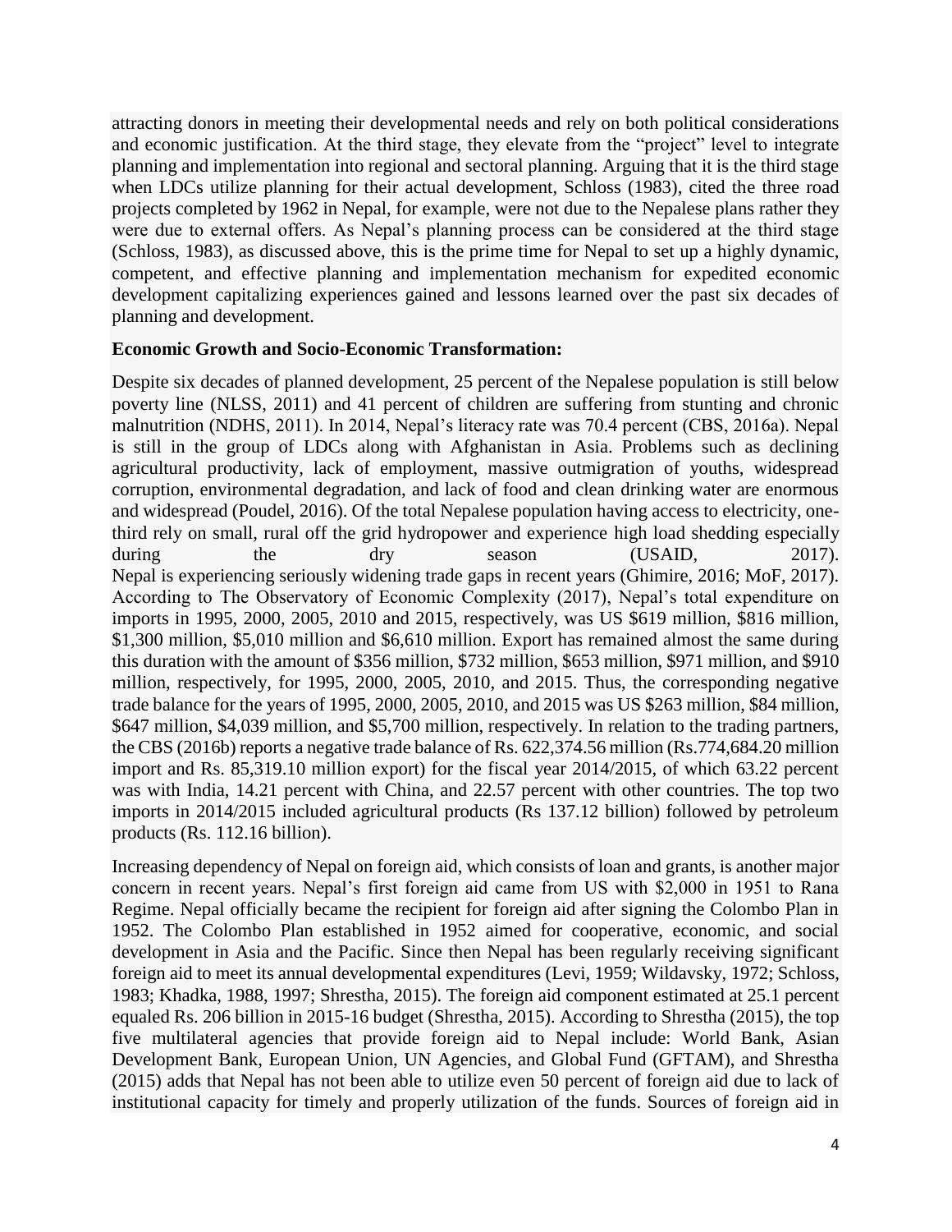attracting donors in meeting their developmental needs and rely on both political considerations and economic justification. At the third stage, they elevate from the "project" level to integrate planning and implementation into regional and sectoral planning. Arguing that it is the third stage when LDCs utilize planning for their actual development, Schloss (1983), cited the three road projects completed by 1962 in Nepal, for example, were not due to the Nepalese plans rather they were due to external offers. As Nepal's planning process can be considered at the third stage (Schloss, 1983), as discussed above, this is the prime time for Nepal to set up a highly dynamic, competent, and effective planning and implementation mechanism for expedited economic development capitalizing experiences gained and lessons learned over the past six decades of planning and development.

**Economic Growth and Socio-Economic Transformation:**

Despite six decades of planned development, 25 percent of the Nepalese population is still below poverty line (NLSS, 2011) and 41 percent of children are suffering from stunting and chronic malnutrition (NDHS, 2011). In 2014, Nepal's literacy rate was 70.4 percent (CBS, 2016a). Nepal is still in the group of LDCs along with Afghanistan in Asia. Problems such as declining agricultural productivity, lack of employment, massive outmigration of youths, widespread corruption, environmental degradation, and lack of food and clean drinking water are enormous and widespread (Poudel, 2016). Of the total Nepalese population having access to electricity, one-third rely on small, rural off the grid hydropower and experience high load shedding especially during the dry season (USAID, 2017).
Nepal is experiencing seriously widening trade gaps in recent years (Ghimire, 2016; MoF, 2017). According to The Observatory of Economic Complexity (2017), Nepal's total expenditure on imports in 1995, 2000, 2005, 2010 and 2015, respectively, was US $619 million, $816 million, $1,300 million, $5,010 million and $6,610 million. Export has remained almost the same during this duration with the amount of $356 million, $732 million, $653 million, $971 million, and $910 million, respectively, for 1995, 2000, 2005, 2010, and 2015. Thus, the corresponding negative trade balance for the years of 1995, 2000, 2005, 2010, and 2015 was US $263 million, $84 million, $647 million, $4,039 million, and $5,700 million, respectively. In relation to the trading partners, the CBS (2016b) reports a negative trade balance of Rs. 622,374.56 million (Rs.774,684.20 million import and Rs. 85,319.10 million export) for the fiscal year 2014/2015, of which 63.22 percent was with India, 14.21 percent with China, and 22.57 percent with other countries. The top two imports in 2014/2015 included agricultural products (Rs 137.12 billion) followed by petroleum products (Rs. 112.16 billion).

Increasing dependency of Nepal on foreign aid, which consists of loan and grants, is another major concern in recent years. Nepal's first foreign aid came from US with $2,000 in 1951 to Rana Regime. Nepal officially became the recipient for foreign aid after signing the Colombo Plan in 1952. The Colombo Plan established in 1952 aimed for cooperative, economic, and social development in Asia and the Pacific. Since then Nepal has been regularly receiving significant foreign aid to meet its annual developmental expenditures (Levi, 1959; Wildavsky, 1972; Schloss, 1983; Khadka, 1988, 1997; Shrestha, 2015). The foreign aid component estimated at 25.1 percent equaled Rs. 206 billion in 2015-16 budget (Shrestha, 2015). According to Shrestha (2015), the top five multilateral agencies that provide foreign aid to Nepal include: World Bank, Asian Development Bank, European Union, UN Agencies, and Global Fund (GFTAM), and Shrestha (2015) adds that Nepal has not been able to utilize even 50 percent of foreign aid due to lack of institutional capacity for timely and properly utilization of the funds. Sources of foreign aid in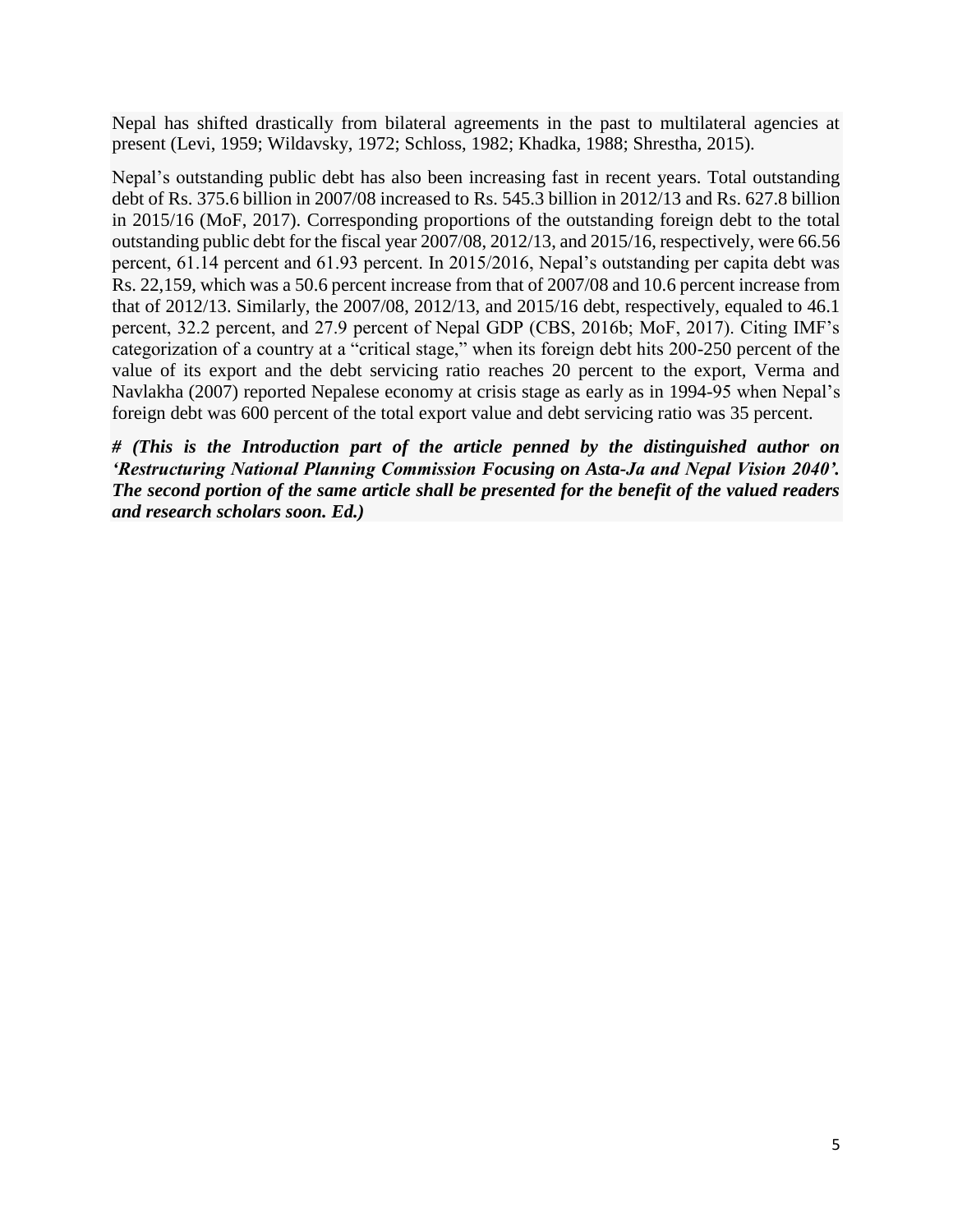Nepal has shifted drastically from bilateral agreements in the past to multilateral agencies at present (Levi, 1959; Wildavsky, 1972; Schloss, 1982; Khadka, 1988; Shrestha, 2015).

Nepal's outstanding public debt has also been increasing fast in recent years. Total outstanding debt of Rs. 375.6 billion in 2007/08 increased to Rs. 545.3 billion in 2012/13 and Rs. 627.8 billion in 2015/16 (MoF, 2017). Corresponding proportions of the outstanding foreign debt to the total outstanding public debt for the fiscal year 2007/08, 2012/13, and 2015/16, respectively, were 66.56 percent, 61.14 percent and 61.93 percent. In 2015/2016, Nepal's outstanding per capita debt was Rs. 22,159, which was a 50.6 percent increase from that of 2007/08 and 10.6 percent increase from that of 2012/13. Similarly, the 2007/08, 2012/13, and 2015/16 debt, respectively, equaled to 46.1 percent, 32.2 percent, and 27.9 percent of Nepal GDP (CBS, 2016b; MoF, 2017). Citing IMF's categorization of a country at a "critical stage," when its foreign debt hits 200-250 percent of the value of its export and the debt servicing ratio reaches 20 percent to the export, Verma and Navlakha (2007) reported Nepalese economy at crisis stage as early as in 1994-95 when Nepal's foreign debt was 600 percent of the total export value and debt servicing ratio was 35 percent.

***# (This is the Introduction part of the article penned by the distinguished author on 'Restructuring National Planning Commission Focusing on Asta-Ja and Nepal Vision 2040'. The second portion of the same article shall be presented for the benefit of the valued readers and research scholars soon. Ed.)***